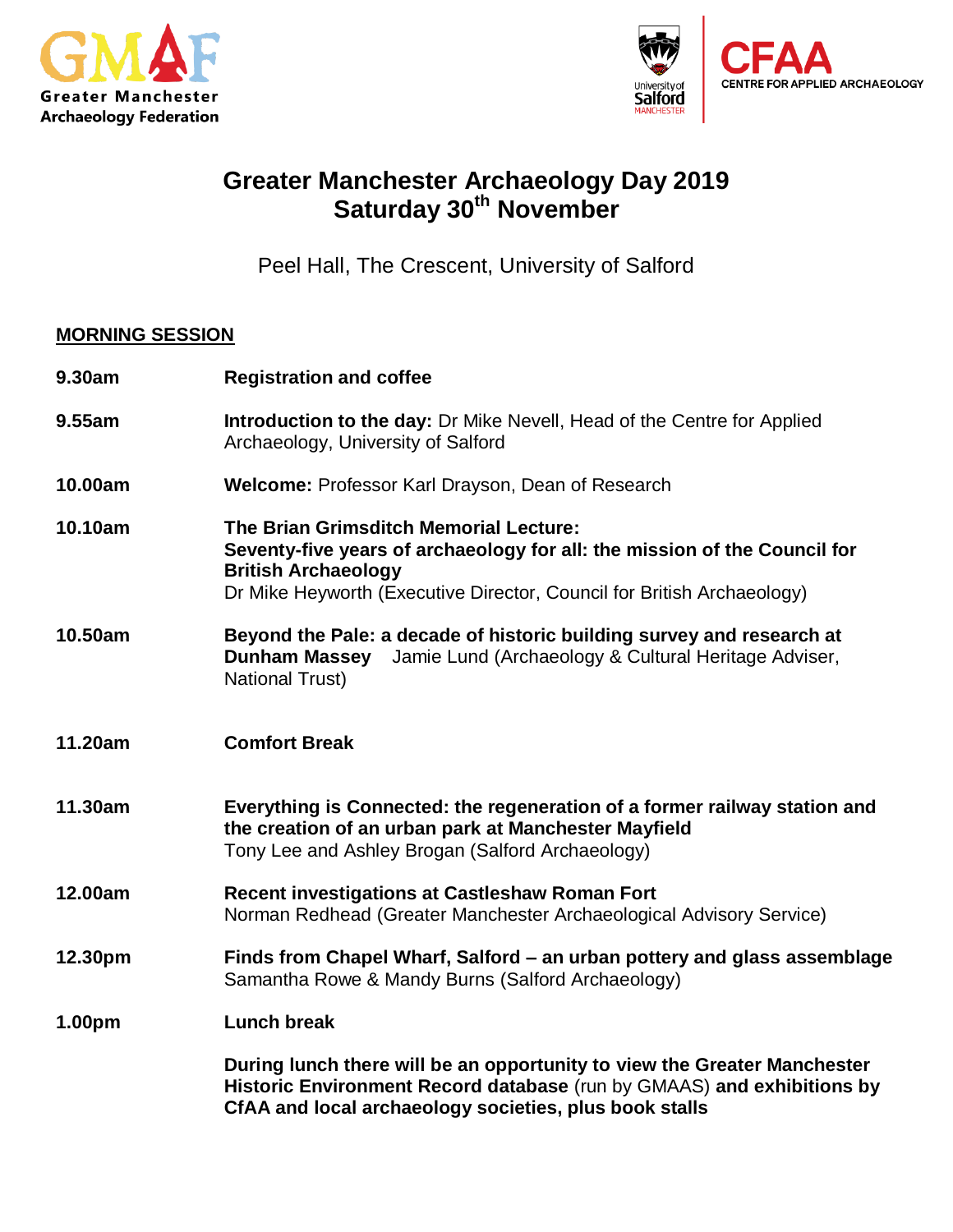Greater Manchester Archaeology Federation

CFAA CENTRE FOR APPLIED ARCHAEOLOGY

# Greater Manchester Archaeology Day 2019
# Saturday 30th November

Peel Hall, The Crescent, University of Salford

## MORNING SESSION

**9.30am** **Registration and coffee**

**9.55am** **Introduction to the day:** Dr Mike Nevell, Head of the Centre for Applied Archaeology, University of Salford

**10.00am** **Welcome:** Professor Karl Drayson, Dean of Research

**10.10am** **The Brian Grimsditch Memorial Lecture:**
**Seventy-five years of archaeology for all: the mission of the Council for British Archaeology**
Dr Mike Heyworth (Executive Director, Council for British Archaeology)

**10.50am** **Beyond the Pale: a decade of historic building survey and research at Dunham Massey** Jamie Lund (Archaeology & Cultural Heritage Adviser, National Trust)

**11.20am** **Comfort Break**

**11.30am** **Everything is Connected: the regeneration of a former railway station and the creation of an urban park at Manchester Mayfield**
Tony Lee and Ashley Brogan (Salford Archaeology)

**12.00am** **Recent investigations at Castleshaw Roman Fort**
Norman Redhead (Greater Manchester Archaeological Advisory Service)

**12.30pm** **Finds from Chapel Wharf, Salford – an urban pottery and glass assemblage**
Samantha Rowe & Mandy Burns (Salford Archaeology)

**1.00pm** **Lunch break**

**During lunch there will be an opportunity to view the Greater Manchester Historic Environment Record database** (run by GMAAS) **and exhibitions by CfAA and local archaeology societies, plus book stalls**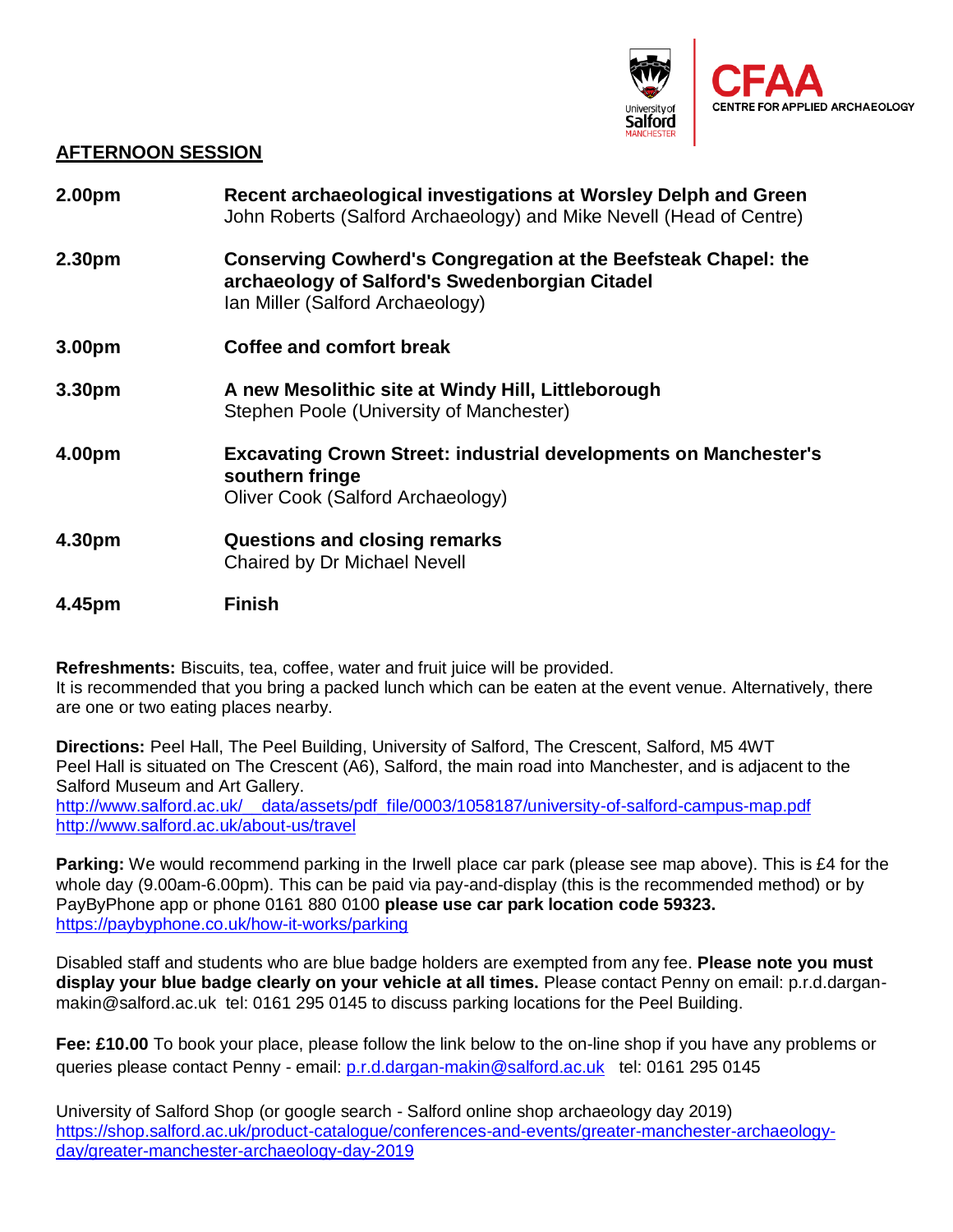## AFTERNOON SESSION

| | | |
|---|---|---|
| **2.00pm** | **Recent archaeological investigations at Worsley Delph and Green**<br>John Roberts (Salford Archaeology) and Mike Nevell (Head of Centre) |
| **2.30pm** | **Conserving Cowherd's Congregation at the Beefsteak Chapel: the archaeology of Salford's Swedenborgian Citadel**<br>Ian Miller (Salford Archaeology) |
| **3.00pm** | **Coffee and comfort break** |
| **3.30pm** | **A new Mesolithic site at Windy Hill, Littleborough**<br>Stephen Poole (University of Manchester) |
| **4.00pm** | **Excavating Crown Street: industrial developments on Manchester's southern fringe**<br>Oliver Cook (Salford Archaeology) |
| **4.30pm** | **Questions and closing remarks**<br>Chaired by Dr Michael Nevell |
| **4.45pm** | **Finish** |

**Refreshments:** Biscuits, tea, coffee, water and fruit juice will be provided.
It is recommended that you bring a packed lunch which can be eaten at the event venue. Alternatively, there are one or two eating places nearby.

**Directions:** Peel Hall, The Peel Building, University of Salford, The Crescent, Salford, M5 4WT
Peel Hall is situated on The Crescent (A6), Salford, the main road into Manchester, and is adjacent to the Salford Museum and Art Gallery.
http://www.salford.ac.uk/__data/assets/pdf_file/0003/1058187/university-of-salford-campus-map.pdf
http://www.salford.ac.uk/about-us/travel

**Parking:** We would recommend parking in the Irwell place car park (please see map above). This is £4 for the whole day (9.00am-6.00pm). This can be paid via pay-and-display (this is the recommended method) or by PayByPhone app or phone 0161 880 0100 **please use car park location code 59323.**
https://paybyphone.co.uk/how-it-works/parking

Disabled staff and students who are blue badge holders are exempted from any fee. **Please note you must display your blue badge clearly on your vehicle at all times.** Please contact Penny on email: p.r.d.dargan-makin@salford.ac.uk tel: 0161 295 0145 to discuss parking locations for the Peel Building.

**Fee: £10.00** To book your place, please follow the link below to the on-line shop if you have any problems or queries please contact Penny - email: p.r.d.dargan-makin@salford.ac.uk tel: 0161 295 0145

University of Salford Shop (or google search - Salford online shop archaeology day 2019)
https://shop.salford.ac.uk/product-catalogue/conferences-and-events/greater-manchester-archaeology-day/greater-manchester-archaeology-day-2019